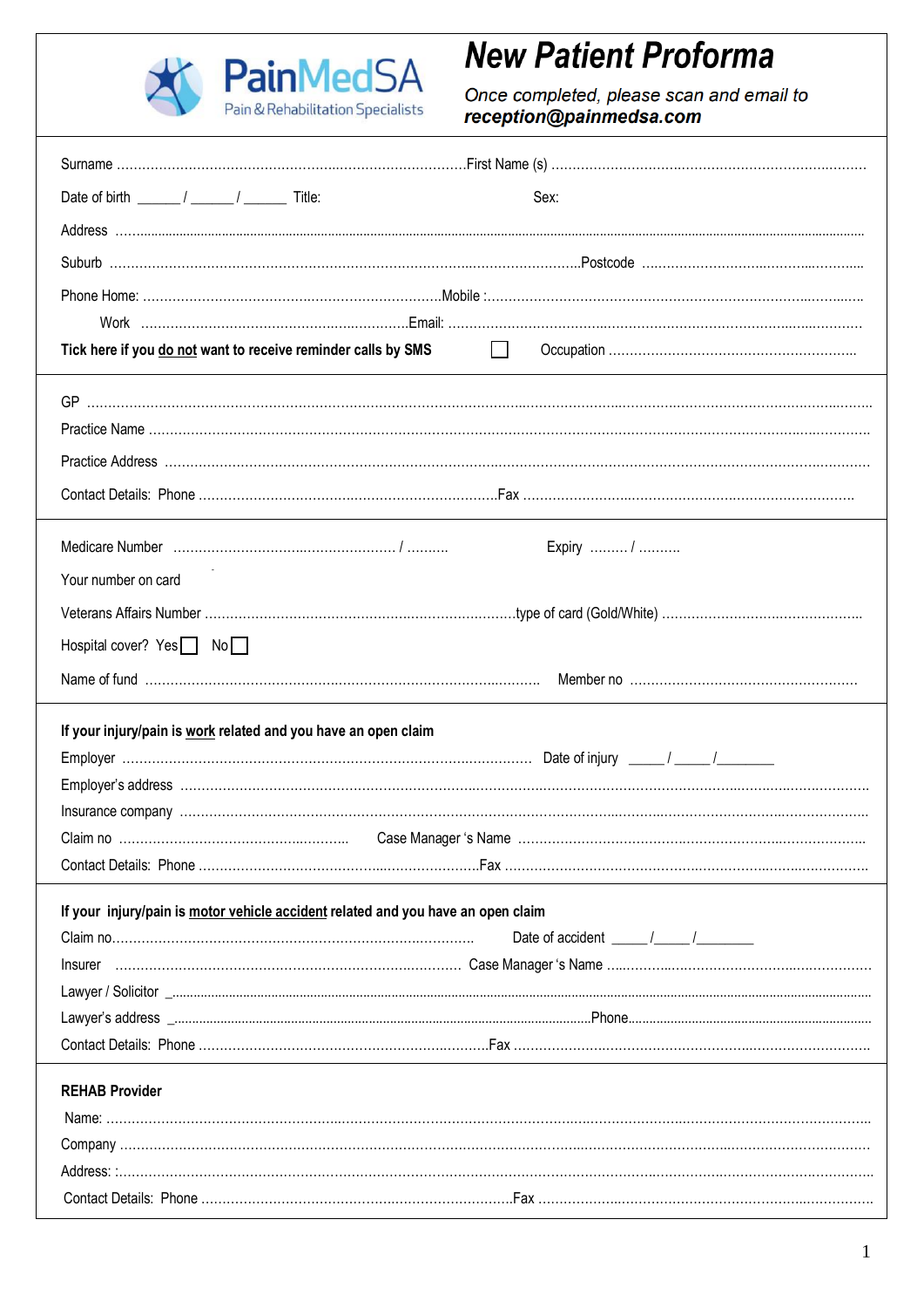PainMedSA
Pain & Rehabilitation Specialists

# New Patient Proforma

*Once completed, please scan and email to* ***reception@painmedsa.com***

Surname ........................................................................................... First Name (s) ...........................................................................

Date of birth ______ / ______ / ______ Title: Sex:

Address ........................................................................................................................................................................................................

Suburb ......................................................................................................... Postcode ..................................................

Phone Home: ....................................................................... Mobile :..................................................................................

Work ............................................................... Email: .......................................................................................

**Tick here if you do not want to receive reminder calls by SMS** ☐ Occupation ...........................................................

---

GP ..................................................................................................................................................................................

Practice Name ..................................................................................................................................................................

Practice Address ..............................................................................................................................................................

Contact Details: Phone ....................................................................... Fax ...............................................................................

---

Medicare Number .................................................... / .......... Expiry ......... / ..........

Your number on card

Veterans Affairs Number ........................................................................ type of card (Gold/White) ...............................................

Hospital cover? Yes ☐ No ☐

Name of fund .................................................................................................. Member no .....................................................

---

**If your injury/pain is work related and you have an open claim**

Employer .................................................................................................. Date of injury _____ / _____ / ________

Employer's address ...................................................................................................................................................

Insurance company ...................................................................................................................................................

Claim no ...................................................... Case Manager 's Name ..................................................................................

Contact Details: Phone .................................................................. Fax .....................................................................................

---

**If your injury/pain is motor vehicle accident related and you have an open claim**

Claim no.................................................................................... Date of accident _____ / _____ / ________

Insurer ............................................................................... Case Manager 's Name ...........................................................

Lawyer / Solicitor _..........................................................................................................................................................

Lawyer's address _.............................................................................................................. Phone......................................

Contact Details: Phone .................................................................. Fax .....................................................................................

---

**REHAB Provider**

Name: ..................................................................................................................................................................................

Company ..............................................................................................................................................................................

Address: :..............................................................................................................................................................................

Contact Details: Phone ......................................................................... Fax ...............................................................................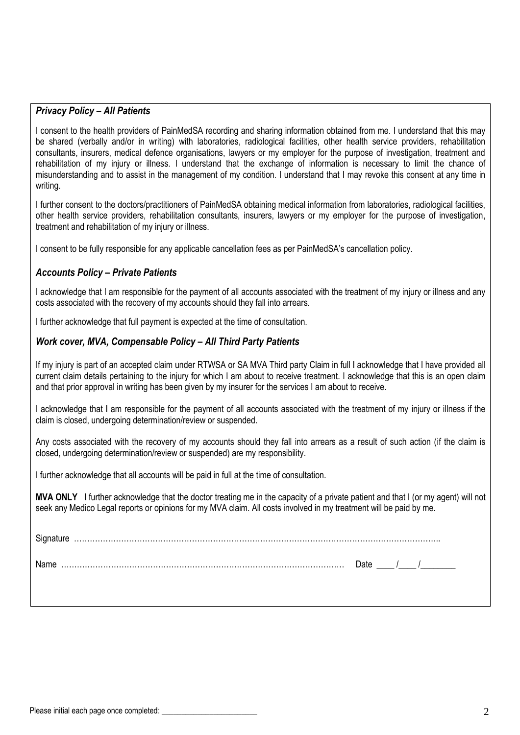### *Privacy Policy – All Patients*

I consent to the health providers of PainMedSA recording and sharing information obtained from me. I understand that this may be shared (verbally and/or in writing) with laboratories, radiological facilities, other health service providers, rehabilitation consultants, insurers, medical defence organisations, lawyers or my employer for the purpose of investigation, treatment and rehabilitation of my injury or illness. I understand that the exchange of information is necessary to limit the chance of misunderstanding and to assist in the management of my condition. I understand that I may revoke this consent at any time in writing.

I further consent to the doctors/practitioners of PainMedSA obtaining medical information from laboratories, radiological facilities, other health service providers, rehabilitation consultants, insurers, lawyers or my employer for the purpose of investigation, treatment and rehabilitation of my injury or illness.

I consent to be fully responsible for any applicable cancellation fees as per PainMedSA's cancellation policy.

### *Accounts Policy – Private Patients*

I acknowledge that I am responsible for the payment of all accounts associated with the treatment of my injury or illness and any costs associated with the recovery of my accounts should they fall into arrears.

I further acknowledge that full payment is expected at the time of consultation.

### *Work cover, MVA, Compensable Policy – All Third Party Patients*

If my injury is part of an accepted claim under RTWSA or SA MVA Third party Claim in full I acknowledge that I have provided all current claim details pertaining to the injury for which I am about to receive treatment. I acknowledge that this is an open claim and that prior approval in writing has been given by my insurer for the services I am about to receive.

I acknowledge that I am responsible for the payment of all accounts associated with the treatment of my injury or illness if the claim is closed, undergoing determination/review or suspended.

Any costs associated with the recovery of my accounts should they fall into arrears as a result of such action (if the claim is closed, undergoing determination/review or suspended) are my responsibility.

I further acknowledge that all accounts will be paid in full at the time of consultation.

**MVA ONLY** I further acknowledge that the doctor treating me in the capacity of a private patient and that I (or my agent) will not seek any Medico Legal reports or opinions for my MVA claim. All costs involved in my treatment will be paid by me.

Signature ………………………………………………………………………………………………………………………..

Name ………………………………………………………………………………………………… Date ____ /____ /________

Please initial each page once completed: ________________________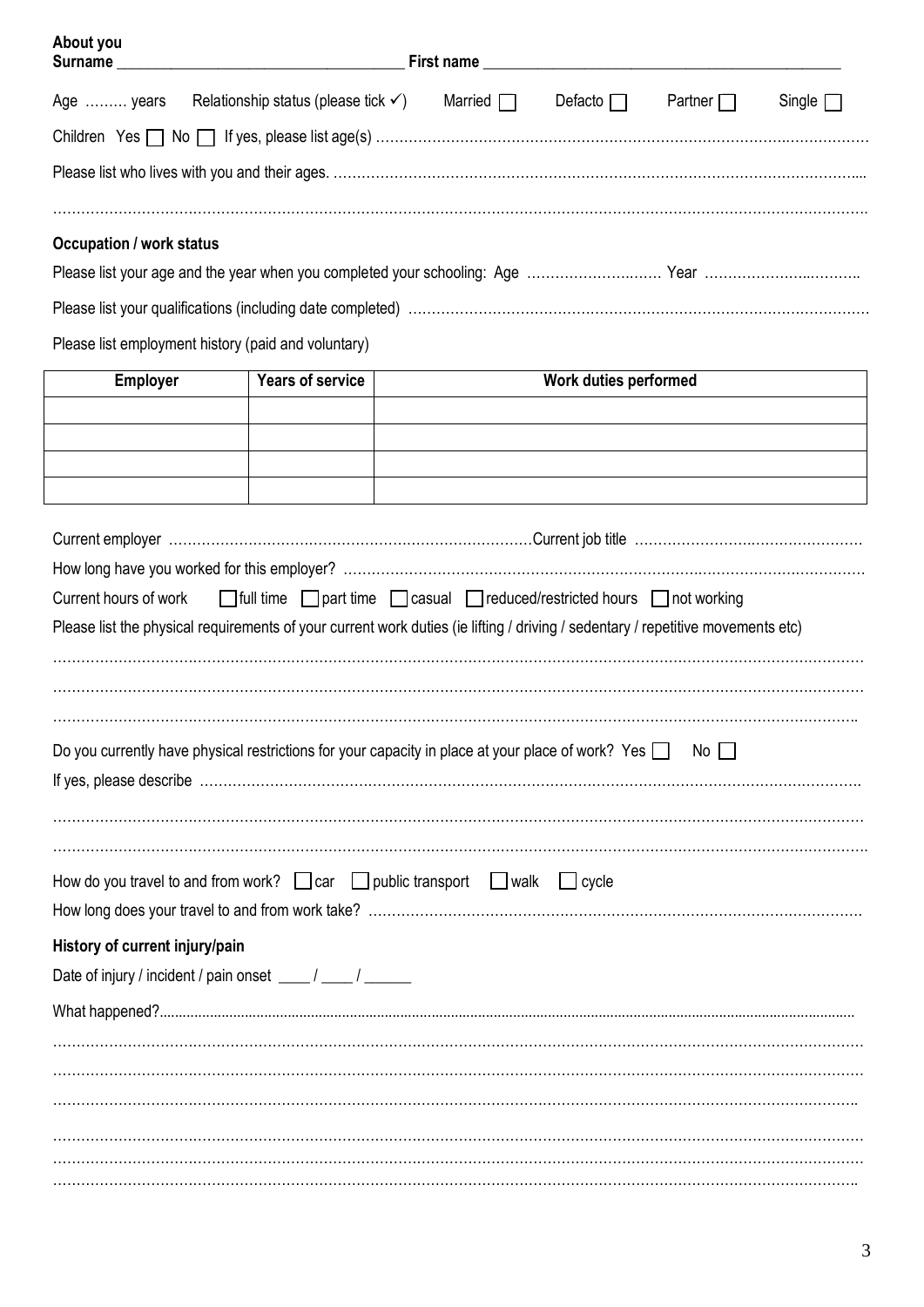**About you**

**Surname** ___________________________________ **First name** _____________________________________________

Age ……… years   Relationship status (please tick ✓)   Married ☐   Defacto ☐   Partner ☐   Single ☐

Children Yes ☐ No ☐ If yes, please list age(s) ……………………………………………………………………………………………

Please list who lives with you and their ages. ……………………………………………………………………………………………...

……………………………………………………………………………………………………………………………………………………

**Occupation / work status**

Please list your age and the year when you completed your schooling: Age ……………………….…. Year …………………..……….

Please list your qualifications (including date completed) ………………………………………………………………………………

Please list employment history (paid and voluntary)

| Employer | Years of service | Work duties performed |
|---|---|---|
| | | |
| | | |
| | | |
| | | |

Current employer ……………………………………………………………………Current job title ……………………….………………

How long have you worked for this employer? ……………………………………………………………………………………………

Current hours of work   ☐ full time  ☐ part time  ☐ casual  ☐ reduced/restricted hours  ☐ not working

Please list the physical requirements of your current work duties (ie lifting / driving / sedentary / repetitive movements etc)

……………………………………………………………………………………………………………………………………………………

……………………………………………………………………………………………………………………………………………………

……………………………………………………………………………………………………………………………………………………

Do you currently have physical restrictions for your capacity in place at your place of work? Yes ☐   No ☐

If yes, please describe ……………………………………………………………………………………………………………………….

……………………………………………………………………………………………………………………………………………………

……………………………………………………………………………………………………………………………………………………

How do you travel to and from work? ☐ car  ☐ public transport  ☐ walk  ☐ cycle

How long does your travel to and from work take? ………………………………………………………………………………………

**History of current injury/pain**

Date of injury / incident / pain onset ____ / ____ / ______

What happened?.....................................................................................................................................................................

……………………………………………………………………………………………………………………………………………………

……………………………………………………………………………………………………………………………………………………

……………………………………………………………………………………………………………………………………………………

……………………………………………………………………………………………………………………………………………………

……………………………………………………………………………………………………………………………………………………

……………………………………………………………………………………………………………………………………………………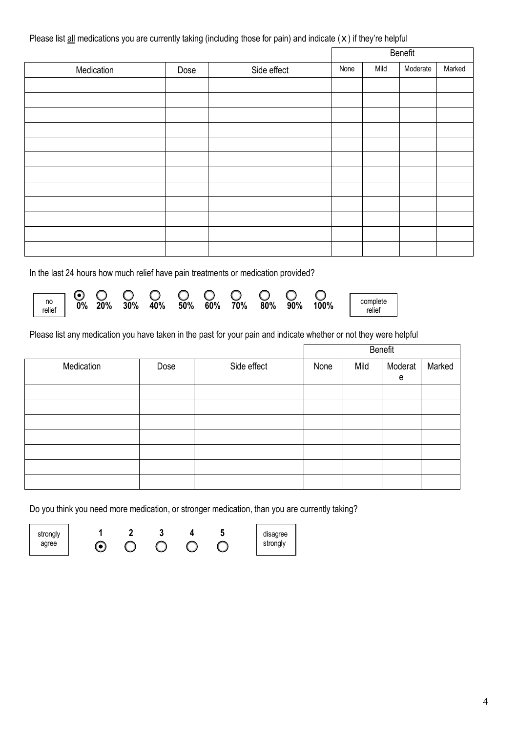Please list all medications you are currently taking (including those for pain) and indicate ( x ) if they're helpful

| | | | Benefit | | | |
|---|---|---|---|---|---|---|
| Medication | Dose | Side effect | None | Mild | Moderate | Marked |
| | | | | | | |
| | | | | | | |
| | | | | | | |
| | | | | | | |
| | | | | | | |
| | | | | | | |
| | | | | | | |
| | | | | | | |
| | | | | | | |
| | | | | | | |
| | | | | | | |
| | | | | | | |

In the last 24 hours how much relief have pain treatments or medication provided?

no relief — ◉ **0%** ○ **20%** ○ **30%** ○ **40%** ○ **50%** ○ **60%** ○ **70%** ○ **80%** ○ **90%** ○ **100%** — complete relief

Please list any medication you have taken in the past for your pain and indicate whether or not they were helpful

| | | | Benefit | | | |
|---|---|---|---|---|---|---|
| Medication | Dose | Side effect | None | Mild | Moderate | Marked |
| | | | | | | |
| | | | | | | |
| | | | | | | |
| | | | | | | |
| | | | | | | |
| | | | | | | |
| | | | | | | |

Do you think you need more medication, or stronger medication, than you are currently taking?

strongly agree — ◉ **1** ○ **2** ○ **3** ○ **4** ○ **5** — disagree strongly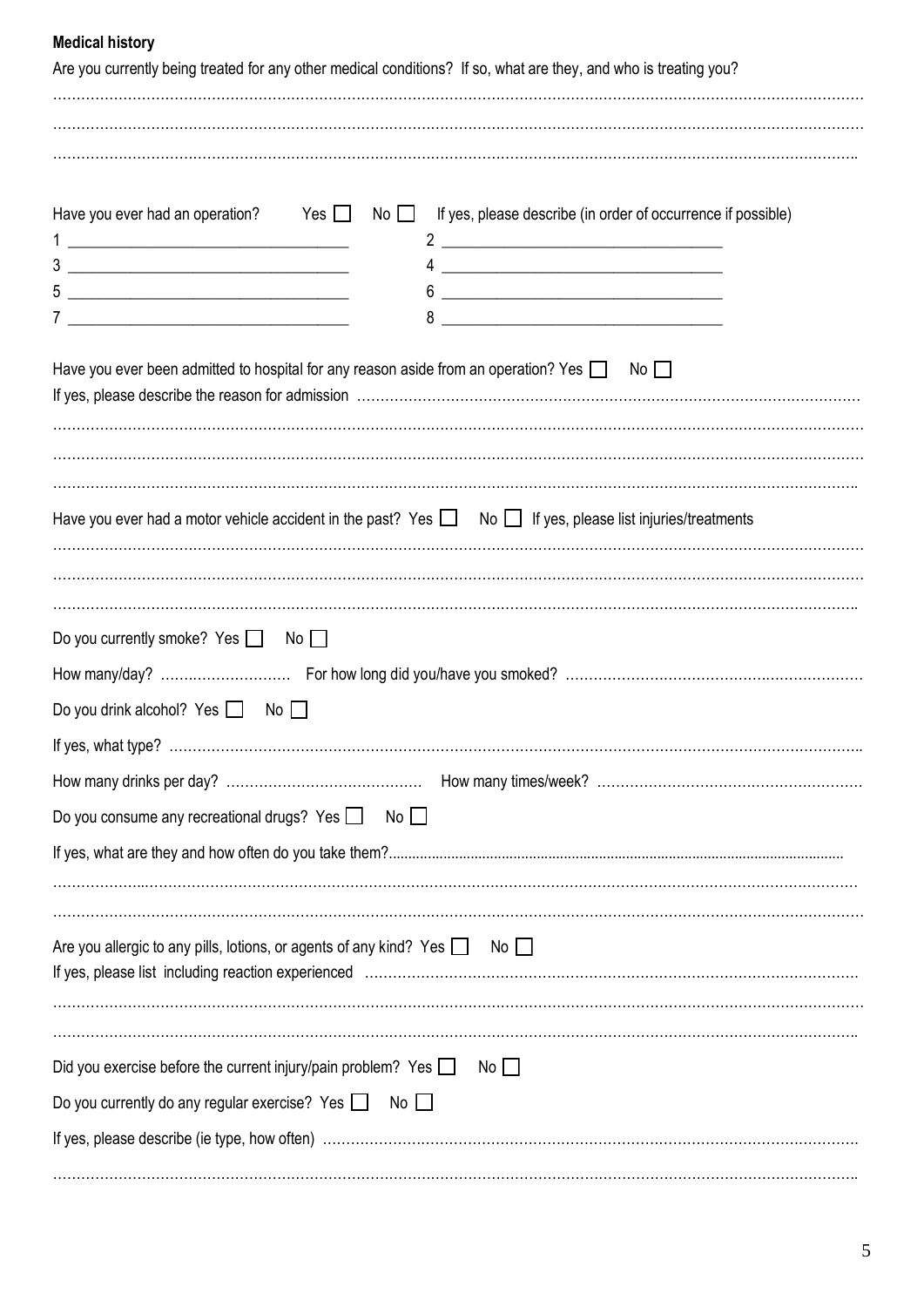**Medical history**

Are you currently being treated for any other medical conditions? If so, what are they, and who is treating you?

…………………………………………………………………………………………………………………………………………………

…………………………………………………………………………………………………………………………………………………

…………………………………………………………………………………………………………………………………………………

Have you ever had an operation? Yes ☐ No ☐ If yes, please describe (in order of occurrence if possible)

1 ______________________________ 2 ______________________________

3 ______________________________ 4 ______________________________

5 ______________________________ 6 ______________________________

7 ______________________________ 8 ______________________________

Have you ever been admitted to hospital for any reason aside from an operation? Yes ☐ No ☐

If yes, please describe the reason for admission ……………………………………………………………………………………

…………………………………………………………………………………………………………………………………………………

…………………………………………………………………………………………………………………………………………………

…………………………………………………………………………………………………………………………………………………

Have you ever had a motor vehicle accident in the past? Yes ☐ No ☐ If yes, please list injuries/treatments

…………………………………………………………………………………………………………………………………………………

…………………………………………………………………………………………………………………………………………………

…………………………………………………………………………………………………………………………………………………

Do you currently smoke? Yes ☐ No ☐

How many/day? ……………………… For how long did you/have you smoked? ………………………………………………………

Do you drink alcohol? Yes ☐ No ☐

If yes, what type? ………………………………………………………………………………………………………………………

How many drinks per day? …………………………………… How many times/week? ………………………………………………

Do you consume any recreational drugs? Yes ☐ No ☐

If yes, what are they and how often do you take them?……………………………………………………………………………

…………………………………………………………………………………………………………………………………………………

…………………………………………………………………………………………………………………………………………………

Are you allergic to any pills, lotions, or agents of any kind? Yes ☐ No ☐

If yes, please list including reaction experienced ………………………………………………………………………………

…………………………………………………………………………………………………………………………………………………

…………………………………………………………………………………………………………………………………………………

Did you exercise before the current injury/pain problem? Yes ☐ No ☐

Do you currently do any regular exercise? Yes ☐ No ☐

If yes, please describe (ie type, how often) ……………………………………………………………………………………

…………………………………………………………………………………………………………………………………………………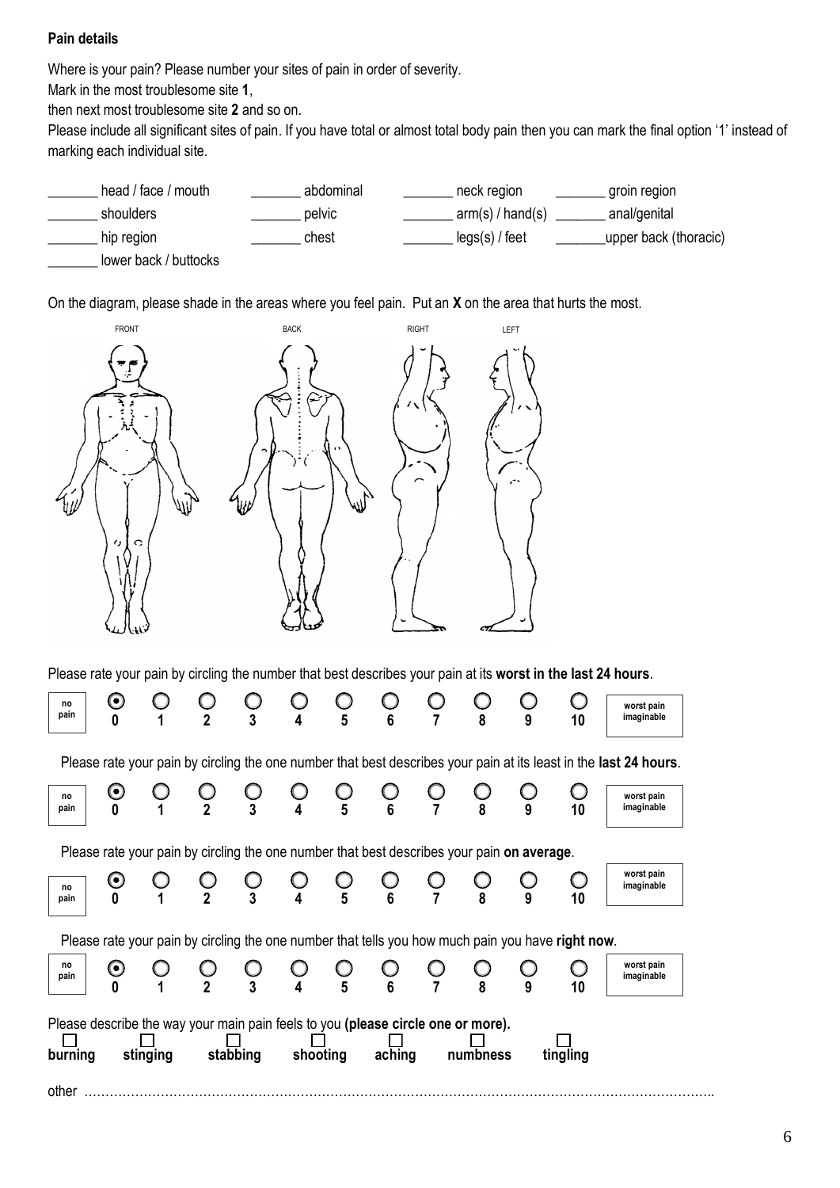**Pain details**

Where is your pain? Please number your sites of pain in order of severity.
Mark in the most troublesome site **1**,
then next most troublesome site **2** and so on.
Please include all significant sites of pain. If you have total or almost total body pain then you can mark the final option '1' instead of marking each individual site.

| | | | |
|---|---|---|---|
| _______ head / face / mouth | _______ abdominal | _______ neck region | _______ groin region |
| _______ shoulders | _______ pelvic | _______ arm(s) / hand(s) | _______ anal/genital |
| _______ hip region | _______ chest | _______ legs(s) / feet | _______upper back (thoracic) |
| _______ lower back / buttocks | | | |

On the diagram, please shade in the areas where you feel pain. Put an **X** on the area that hurts the most.

FRONT BACK RIGHT LEFT

Please rate your pain by circling the number that best describes your pain at its **worst in the last 24 hours**.

| no pain | 0 | 1 | 2 | 3 | 4 | 5 | 6 | 7 | 8 | 9 | 10 | worst pain imaginable |
|---|---|---|---|---|---|---|---|---|---|---|---|---|

Please rate your pain by circling the one number that best describes your pain at its least in the **last 24 hours**.

| no pain | 0 | 1 | 2 | 3 | 4 | 5 | 6 | 7 | 8 | 9 | 10 | worst pain imaginable |
|---|---|---|---|---|---|---|---|---|---|---|---|---|

Please rate your pain by circling the one number that best describes your pain **on average**.

| no pain | 0 | 1 | 2 | 3 | 4 | 5 | 6 | 7 | 8 | 9 | 10 | worst pain imaginable |
|---|---|---|---|---|---|---|---|---|---|---|---|---|

Please rate your pain by circling the one number that tells you how much pain you have **right now**.

| no pain | 0 | 1 | 2 | 3 | 4 | 5 | 6 | 7 | 8 | 9 | 10 | worst pain imaginable |
|---|---|---|---|---|---|---|---|---|---|---|---|---|

Please describe the way your main pain feels to you **(please circle one or more).**

☐ **burning** ☐ **stinging** ☐ **stabbing** ☐ **shooting** ☐ **aching** ☐ **numbness** ☐ **tingling**

other …………………………………………………………………………………………………………………………………..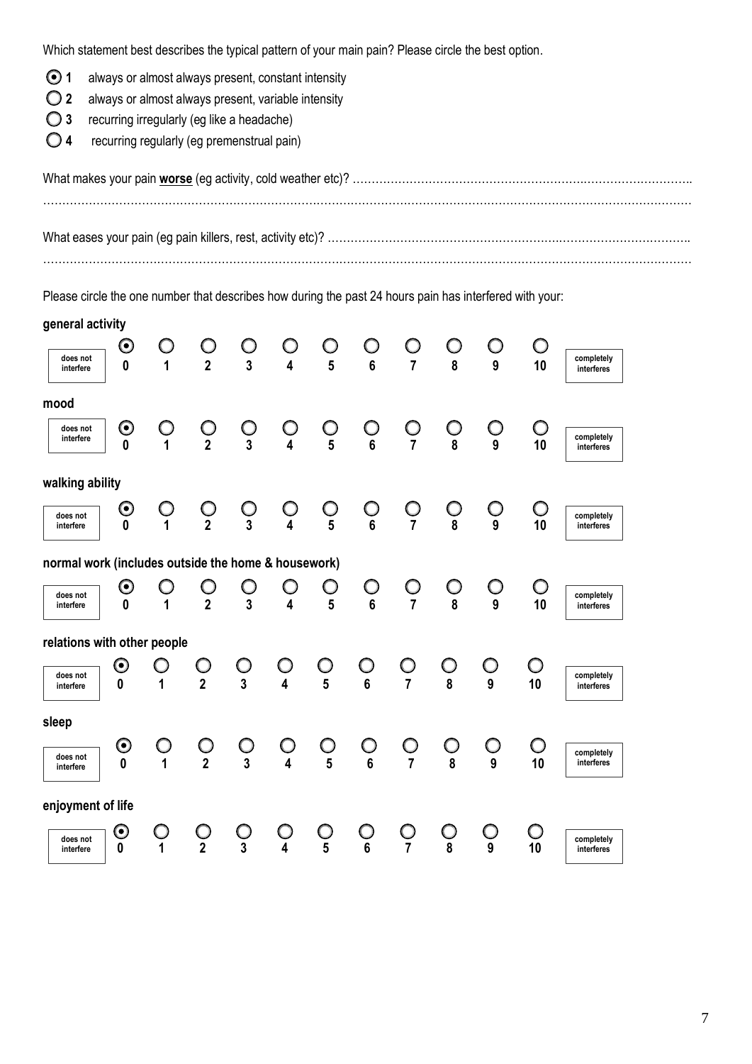Which statement best describes the typical pattern of your main pain? Please circle the best option.

- ◉ **1** always or almost always present, constant intensity
- ○ **2** always or almost always present, variable intensity
- ○ **3** recurring irregularly (eg like a headache)
- ○ **4** recurring regularly (eg premenstrual pain)

What makes your pain **<u>worse</u>** (eg activity, cold weather etc)? ……………………………………………………………………………………
……………………………………………………………………………………………………………………………………………

What eases your pain (eg pain killers, rest, activity etc)? ……………………………………………………………………………………
……………………………………………………………………………………………………………………………………………

Please circle the one number that describes how during the past 24 hours pain has interfered with your:

**general activity**

| does not interfere | ◉ 0 | ○ 1 | ○ 2 | ○ 3 | ○ 4 | ○ 5 | ○ 6 | ○ 7 | ○ 8 | ○ 9 | ○ 10 | completely interferes |
|---|---|---|---|---|---|---|---|---|---|---|---|---|

**mood**

| does not interfere | ◉ 0 | ○ 1 | ○ 2 | ○ 3 | ○ 4 | ○ 5 | ○ 6 | ○ 7 | ○ 8 | ○ 9 | ○ 10 | completely interferes |
|---|---|---|---|---|---|---|---|---|---|---|---|---|

**walking ability**

| does not interfere | ◉ 0 | ○ 1 | ○ 2 | ○ 3 | ○ 4 | ○ 5 | ○ 6 | ○ 7 | ○ 8 | ○ 9 | ○ 10 | completely interferes |
|---|---|---|---|---|---|---|---|---|---|---|---|---|

**normal work (includes outside the home & housework)**

| does not interfere | ◉ 0 | ○ 1 | ○ 2 | ○ 3 | ○ 4 | ○ 5 | ○ 6 | ○ 7 | ○ 8 | ○ 9 | ○ 10 | completely interferes |
|---|---|---|---|---|---|---|---|---|---|---|---|---|

**relations with other people**

| does not interfere | ◉ 0 | ○ 1 | ○ 2 | ○ 3 | ○ 4 | ○ 5 | ○ 6 | ○ 7 | ○ 8 | ○ 9 | ○ 10 | completely interferes |
|---|---|---|---|---|---|---|---|---|---|---|---|---|

**sleep**

| does not interfere | ◉ 0 | ○ 1 | ○ 2 | ○ 3 | ○ 4 | ○ 5 | ○ 6 | ○ 7 | ○ 8 | ○ 9 | ○ 10 | completely interferes |
|---|---|---|---|---|---|---|---|---|---|---|---|---|

**enjoyment of life**

| does not interfere | ◉ 0 | ○ 1 | ○ 2 | ○ 3 | ○ 4 | ○ 5 | ○ 6 | ○ 7 | ○ 8 | ○ 9 | ○ 10 | completely interferes |
|---|---|---|---|---|---|---|---|---|---|---|---|---|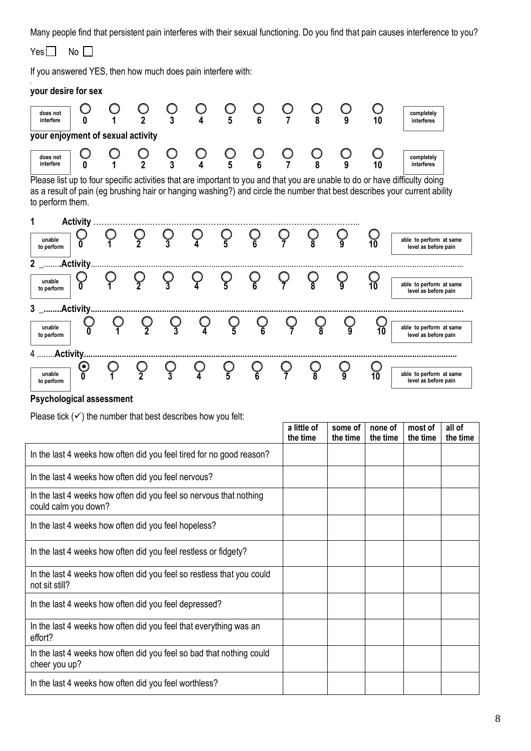Many people find that persistent pain interferes with their sexual functioning. Do you find that pain causes interference to you?

Yes ☐ No ☐

If you answered YES, then how much does pain interfere with:

**your desire for sex**

| does not interfere | ○ 0 | ○ 1 | ○ 2 | ○ 3 | ○ 4 | ○ 5 | ○ 6 | ○ 7 | ○ 8 | ○ 9 | ○ 10 | completely interferes |
|---|---|---|---|---|---|---|---|---|---|---|---|---|

**your enjoyment of sexual activity**

| does not interfere | ○ 0 | ○ 1 | ○ 2 | ○ 3 | ○ 4 | ○ 5 | ○ 6 | ○ 7 | ○ 8 | ○ 9 | ○ 10 | completely interferes |
|---|---|---|---|---|---|---|---|---|---|---|---|---|

Please list up to four specific activities that are important to you and that you are unable to do or have difficulty doing as a result of pain (eg brushing hair or hanging washing?) and circle the number that best describes your current ability to perform them.

**1 Activity** ……………………………………………………………………………………

| unable to perform | ○ 0 | ○ 1 | ○ 2 | ○ 3 | ○ 4 | ○ 5 | ○ 6 | ○ 7 | ○ 8 | ○ 9 | ○ 10 | able to perform at same level as before pain |
|---|---|---|---|---|---|---|---|---|---|---|---|---|

**2 _........Activity**......................................................................................................................................

| unable to perform | ○ 0 | ○ 1 | ○ 2 | ○ 3 | ○ 4 | ○ 5 | ○ 6 | ○ 7 | ○ 8 | ○ 9 | ○ 10 | able to perform at same level as before pain |
|---|---|---|---|---|---|---|---|---|---|---|---|---|

**3 _........Activity**......................................................................................................................................

| unable to perform | ○ 0 | ○ 1 | ○ 2 | ○ 3 | ○ 4 | ○ 5 | ○ 6 | ○ 7 | ○ 8 | ○ 9 | ○ 10 | able to perform at same level as before pain |
|---|---|---|---|---|---|---|---|---|---|---|---|---|

4 ........**Activity**......................................................................................................................................

| unable to perform | ⦿ 0 | ○ 1 | ○ 2 | ○ 3 | ○ 4 | ○ 5 | ○ 6 | ○ 7 | ○ 8 | ○ 9 | ○ 10 | able to perform at same level as before pain |
|---|---|---|---|---|---|---|---|---|---|---|---|---|

**Psychological assessment**

Please tick (✓) the number that best describes how you felt:

| | a little of the time | some of the time | none of the time | most of the time | all of the time |
|---|---|---|---|---|---|
| In the last 4 weeks how often did you feel tired for no good reason? | | | | | |
| In the last 4 weeks how often did you feel nervous? | | | | | |
| In the last 4 weeks how often did you feel so nervous that nothing could calm you down? | | | | | |
| In the last 4 weeks how often did you feel hopeless? | | | | | |
| In the last 4 weeks how often did you feel restless or fidgety? | | | | | |
| In the last 4 weeks how often did you feel so restless that you could not sit still? | | | | | |
| In the last 4 weeks how often did you feel depressed? | | | | | |
| In the last 4 weeks how often did you feel that everything was an effort? | | | | | |
| In the last 4 weeks how often did you feel so bad that nothing could cheer you up? | | | | | |
| In the last 4 weeks how often did you feel worthless? | | | | | |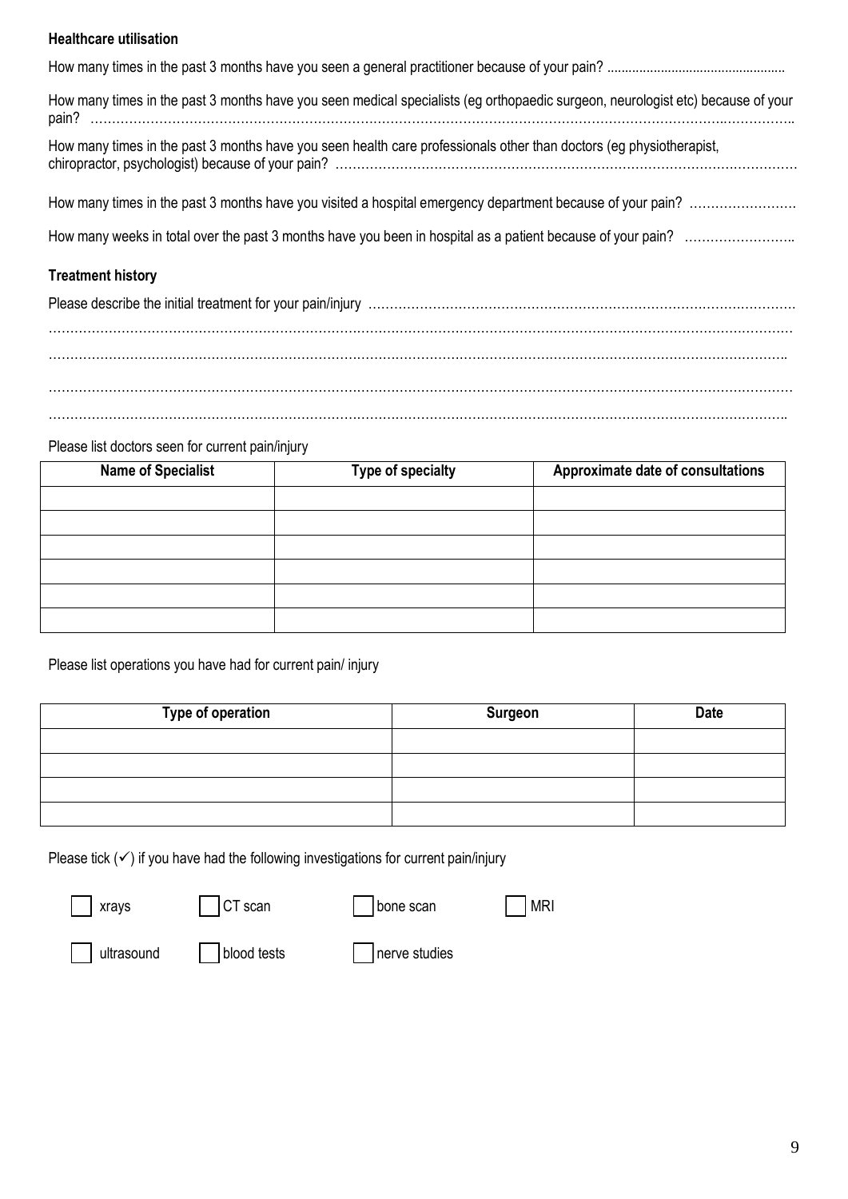**Healthcare utilisation**

How many times in the past 3 months have you seen a general practitioner because of your pain? ................................................

How many times in the past 3 months have you seen medical specialists (eg orthopaedic surgeon, neurologist etc) because of your pain? ……………………………………………………………………………………………………………………………………..

How many times in the past 3 months have you seen health care professionals other than doctors (eg physiotherapist, chiropractor, psychologist) because of your pain? ……………………………………………………………………………………………

How many times in the past 3 months have you visited a hospital emergency department because of your pain? ……………………

How many weeks in total over the past 3 months have you been in hospital as a patient because of your pain? ……………………..

**Treatment history**

Please describe the initial treatment for your pain/injury ……………………………………………………………………………………
…………………………………………………………………………………………………………………………………………………
…………………………………………………………………………………………………………………………………………………
…………………………………………………………………………………………………………………………………………………
…………………………………………………………………………………………………………………………………………………

Please list doctors seen for current pain/injury

| Name of Specialist | Type of specialty | Approximate date of consultations |
|---|---|---|
| | | |
| | | |
| | | |
| | | |
| | | |
| | | |

Please list operations you have had for current pain/ injury

| Type of operation | Surgeon | Date |
|---|---|---|
| | | |
| | | |
| | | |
| | | |

Please tick (✓) if you have had the following investigations for current pain/injury

☐ xrays ☐ CT scan ☐ bone scan ☐ MRI

☐ ultrasound ☐ blood tests ☐ nerve studies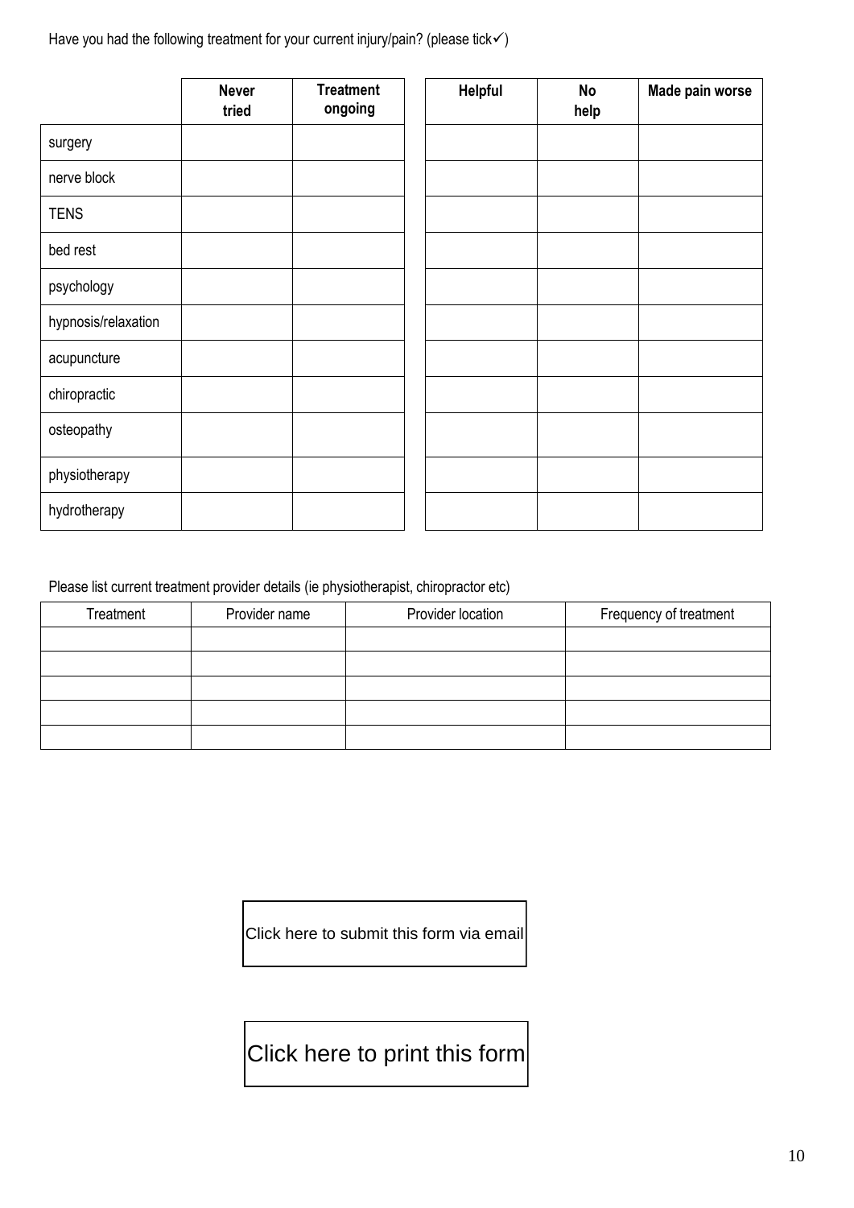Have you had the following treatment for your current injury/pain? (please tick✓)

| | Never tried | Treatment ongoing | Helpful | No help | Made pain worse |
|---|---|---|---|---|---|
| surgery | | | | | |
| nerve block | | | | | |
| TENS | | | | | |
| bed rest | | | | | |
| psychology | | | | | |
| hypnosis/relaxation | | | | | |
| acupuncture | | | | | |
| chiropractic | | | | | |
| osteopathy | | | | | |
| physiotherapy | | | | | |
| hydrotherapy | | | | | |

Please list current treatment provider details (ie physiotherapist, chiropractor etc)

| Treatment | Provider name | Provider location | Frequency of treatment |
|---|---|---|---|
| | | | |
| | | | |
| | | | |
| | | | |
| | | | |

Click here to submit this form via email

Click here to print this form